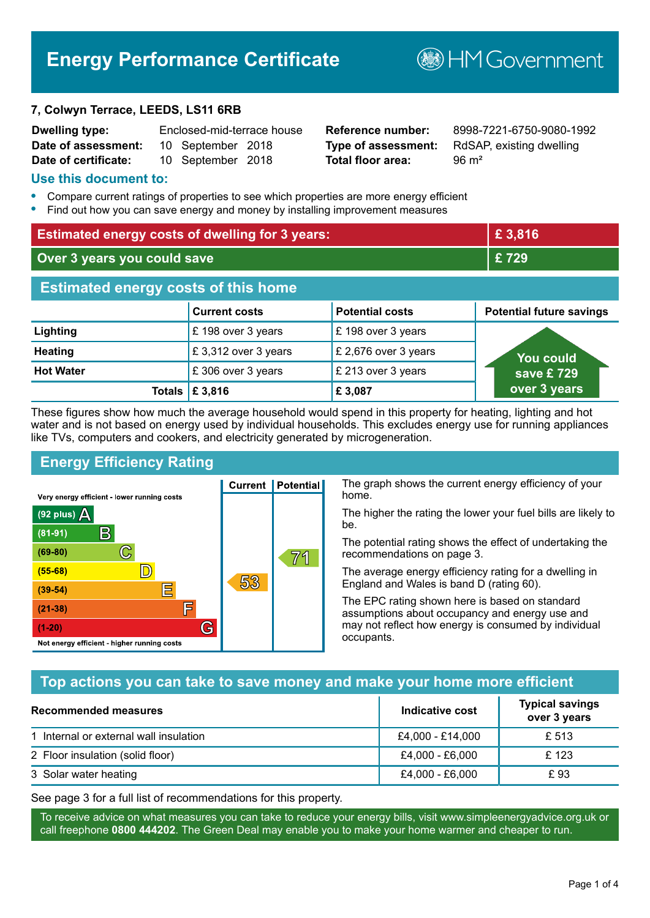# Energy Performance Certificate

HM Government

**7, Colwyn Terrace, LEEDS, LS11 6RB**

| | | | |
|---|---|---|---|
| **Dwelling type:** | Enclosed-mid-terrace house | **Reference number:** | 8998-7221-6750-9080-1992 |
| **Date of assessment:** | 10 September 2018 | **Type of assessment:** | RdSAP, existing dwelling |
| **Date of certificate:** | 10 September 2018 | **Total floor area:** | 96 m² |

## Use this document to:

- Compare current ratings of properties to see which properties are more energy efficient
- Find out how you can save energy and money by installing improvement measures

| | |
|---|---|
| **Estimated energy costs of dwelling for 3 years:** | **£ 3,816** |
| **Over 3 years you could save** | **£ 729** |

## Estimated energy costs of this home

| | Current costs | Potential costs | Potential future savings |
|---|---|---|---|
| **Lighting** | £ 198 over 3 years | £ 198 over 3 years | You could save £ 729 over 3 years |
| **Heating** | £ 3,312 over 3 years | £ 2,676 over 3 years | |
| **Hot Water** | £ 306 over 3 years | £ 213 over 3 years | |
| **Totals** | **£ 3,816** | **£ 3,087** | |

These figures show how much the average household would spend in this property for heating, lighting and hot water and is not based on energy used by individual households. This excludes energy use for running appliances like TVs, computers and cookers, and electricity generated by microgeneration.

## Energy Efficiency Rating

Very energy efficient - lower running costs

(92 plus) A

(81-91) B

(69-80) C

(55-68) D

(39-54) E

(21-38) F

(1-20) G

Not energy efficient - higher running costs

Current: 53

Potential: 71

The graph shows the current energy efficiency of your home.

The higher the rating the lower your fuel bills are likely to be.

The potential rating shows the effect of undertaking the recommendations on page 3.

The average energy efficiency rating for a dwelling in England and Wales is band D (rating 60).

The EPC rating shown here is based on standard assumptions about occupancy and energy use and may not reflect how energy is consumed by individual occupants.

## Top actions you can take to save money and make your home more efficient

| Recommended measures | Indicative cost | Typical savings over 3 years |
|---|---|---|
| 1 Internal or external wall insulation | £4,000 - £14,000 | £ 513 |
| 2 Floor insulation (solid floor) | £4,000 - £6,000 | £ 123 |
| 3 Solar water heating | £4,000 - £6,000 | £ 93 |

See page 3 for a full list of recommendations for this property.

To receive advice on what measures you can take to reduce your energy bills, visit www.simpleenergyadvice.org.uk or call freephone **0800 444202**. The Green Deal may enable you to make your home warmer and cheaper to run.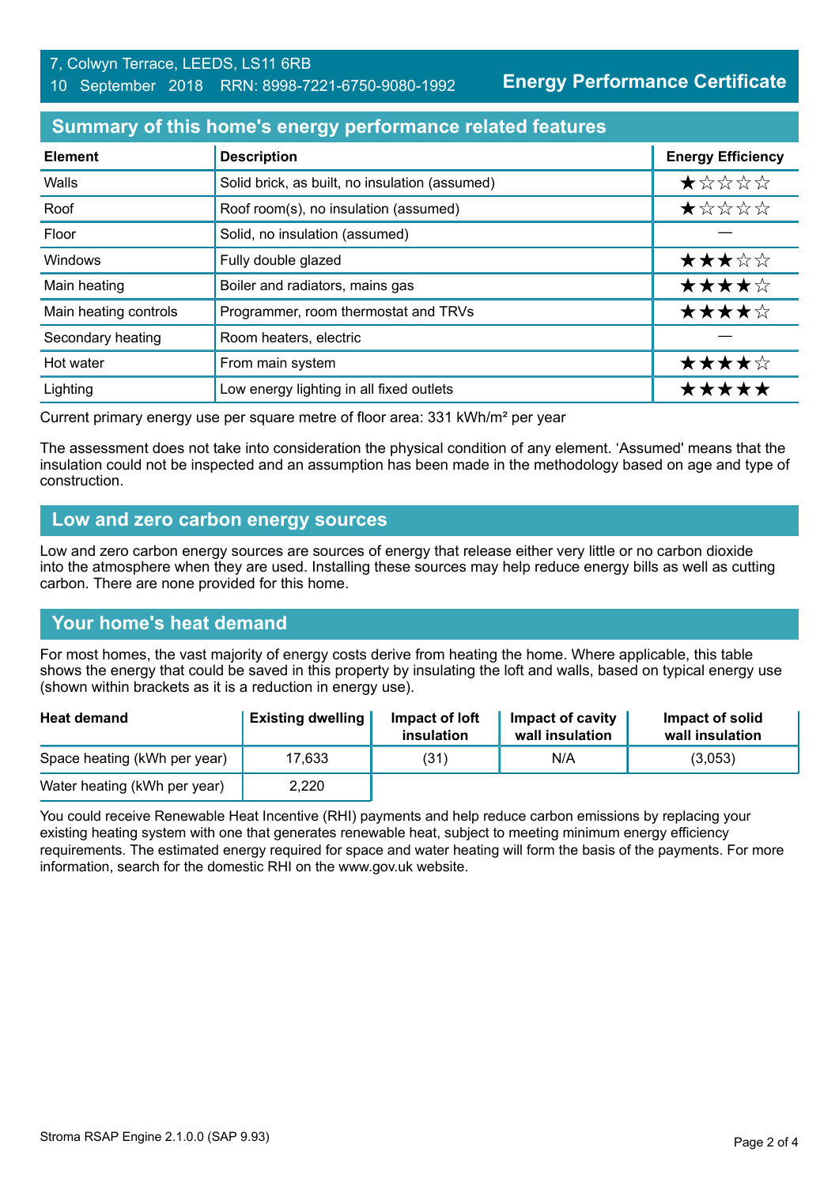7, Colwyn Terrace, LEEDS, LS11 6RB
10 September 2018 RRN: 8998-7221-6750-9080-1992

**Energy Performance Certificate**

## Summary of this home's energy performance related features

| Element | Description | Energy Efficiency |
|---|---|---|
| Walls | Solid brick, as built, no insulation (assumed) | ★☆☆☆☆ |
| Roof | Roof room(s), no insulation (assumed) | ★☆☆☆☆ |
| Floor | Solid, no insulation (assumed) | — |
| Windows | Fully double glazed | ★★★☆☆ |
| Main heating | Boiler and radiators, mains gas | ★★★★☆ |
| Main heating controls | Programmer, room thermostat and TRVs | ★★★★☆ |
| Secondary heating | Room heaters, electric | — |
| Hot water | From main system | ★★★★☆ |
| Lighting | Low energy lighting in all fixed outlets | ★★★★★ |

Current primary energy use per square metre of floor area: 331 kWh/m² per year

The assessment does not take into consideration the physical condition of any element. 'Assumed' means that the insulation could not be inspected and an assumption has been made in the methodology based on age and type of construction.

## Low and zero carbon energy sources

Low and zero carbon energy sources are sources of energy that release either very little or no carbon dioxide into the atmosphere when they are used. Installing these sources may help reduce energy bills as well as cutting carbon. There are none provided for this home.

## Your home's heat demand

For most homes, the vast majority of energy costs derive from heating the home. Where applicable, this table shows the energy that could be saved in this property by insulating the loft and walls, based on typical energy use (shown within brackets as it is a reduction in energy use).

| Heat demand | Existing dwelling | Impact of loft insulation | Impact of cavity wall insulation | Impact of solid wall insulation |
|---|---|---|---|---|
| Space heating (kWh per year) | 17,633 | (31) | N/A | (3,053) |
| Water heating (kWh per year) | 2,220 | | | |

You could receive Renewable Heat Incentive (RHI) payments and help reduce carbon emissions by replacing your existing heating system with one that generates renewable heat, subject to meeting minimum energy efficiency requirements. The estimated energy required for space and water heating will form the basis of the payments. For more information, search for the domestic RHI on the www.gov.uk website.

Stroma RSAP Engine 2.1.0.0 (SAP 9.93)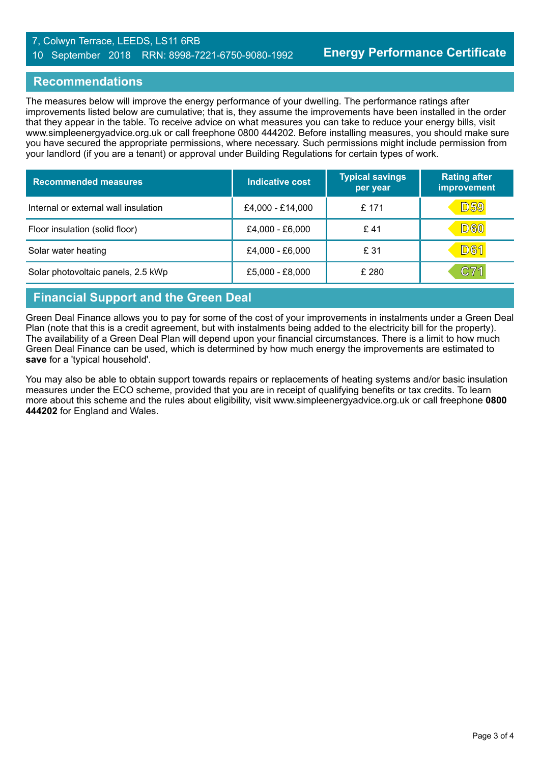7, Colwyn Terrace, LEEDS, LS11 6RB
10 September 2018 RRN: 8998-7221-6750-9080-1992

**Energy Performance Certificate**

## Recommendations

The measures below will improve the energy performance of your dwelling. The performance ratings after improvements listed below are cumulative; that is, they assume the improvements have been installed in the order that they appear in the table. To receive advice on what measures you can take to reduce your energy bills, visit www.simpleenergyadvice.org.uk or call freephone 0800 444202. Before installing measures, you should make sure you have secured the appropriate permissions, where necessary. Such permissions might include permission from your landlord (if you are a tenant) or approval under Building Regulations for certain types of work.

| Recommended measures | Indicative cost | Typical savings per year | Rating after improvement |
|---|---|---|---|
| Internal or external wall insulation | £4,000 - £14,000 | £ 171 | D59 |
| Floor insulation (solid floor) | £4,000 - £6,000 | £ 41 | D60 |
| Solar water heating | £4,000 - £6,000 | £ 31 | D61 |
| Solar photovoltaic panels, 2.5 kWp | £5,000 - £8,000 | £ 280 | C71 |

## Financial Support and the Green Deal

Green Deal Finance allows you to pay for some of the cost of your improvements in instalments under a Green Deal Plan (note that this is a credit agreement, but with instalments being added to the electricity bill for the property). The availability of a Green Deal Plan will depend upon your financial circumstances. There is a limit to how much Green Deal Finance can be used, which is determined by how much energy the improvements are estimated to **save** for a 'typical household'.

You may also be able to obtain support towards repairs or replacements of heating systems and/or basic insulation measures under the ECO scheme, provided that you are in receipt of qualifying benefits or tax credits. To learn more about this scheme and the rules about eligibility, visit www.simpleenergyadvice.org.uk or call freephone **0800 444202** for England and Wales.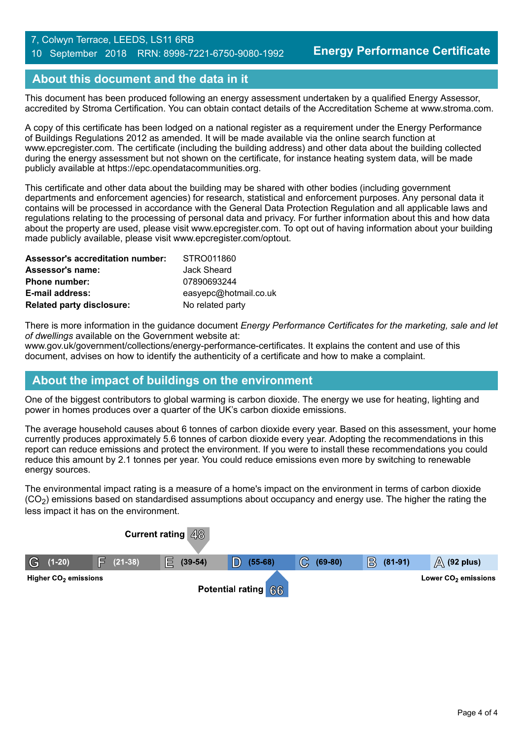7, Colwyn Terrace, LEEDS, LS11 6RB
10 September 2018 RRN: 8998-7221-6750-9080-1992

**Energy Performance Certificate**

## About this document and the data in it

This document has been produced following an energy assessment undertaken by a qualified Energy Assessor, accredited by Stroma Certification. You can obtain contact details of the Accreditation Scheme at www.stroma.com.

A copy of this certificate has been lodged on a national register as a requirement under the Energy Performance of Buildings Regulations 2012 as amended. It will be made available via the online search function at www.epcregister.com. The certificate (including the building address) and other data about the building collected during the energy assessment but not shown on the certificate, for instance heating system data, will be made publicly available at https://epc.opendatacommunities.org.

This certificate and other data about the building may be shared with other bodies (including government departments and enforcement agencies) for research, statistical and enforcement purposes. Any personal data it contains will be processed in accordance with the General Data Protection Regulation and all applicable laws and regulations relating to the processing of personal data and privacy. For further information about this and how data about the property are used, please visit www.epcregister.com. To opt out of having information about your building made publicly available, please visit www.epcregister.com/optout.

| | |
|---|---|
| **Assessor's accreditation number:** | STRO011860 |
| **Assessor's name:** | Jack Sheard |
| **Phone number:** | 07890693244 |
| **E-mail address:** | easyepc@hotmail.co.uk |
| **Related party disclosure:** | No related party |

There is more information in the guidance document *Energy Performance Certificates for the marketing, sale and let of dwellings* available on the Government website at: www.gov.uk/government/collections/energy-performance-certificates. It explains the content and use of this document, advises on how to identify the authenticity of a certificate and how to make a complaint.

## About the impact of buildings on the environment

One of the biggest contributors to global warming is carbon dioxide. The energy we use for heating, lighting and power in homes produces over a quarter of the UK's carbon dioxide emissions.

The average household causes about 6 tonnes of carbon dioxide every year. Based on this assessment, your home currently produces approximately 5.6 tonnes of carbon dioxide every year. Adopting the recommendations in this report can reduce emissions and protect the environment. If you were to install these recommendations you could reduce this amount by 2.1 tonnes per year. You could reduce emissions even more by switching to renewable energy sources.

The environmental impact rating is a measure of a home's impact on the environment in terms of carbon dioxide ($CO_2$) emissions based on standardised assumptions about occupancy and energy use. The higher the rating the less impact it has on the environment.

Current rating 48

G (1-20) F (21-38) E (39-54) D (55-68) C (69-80) B (81-91) A (92 plus)

Higher $CO_2$ emissions

Lower $CO_2$ emissions

Potential rating 66